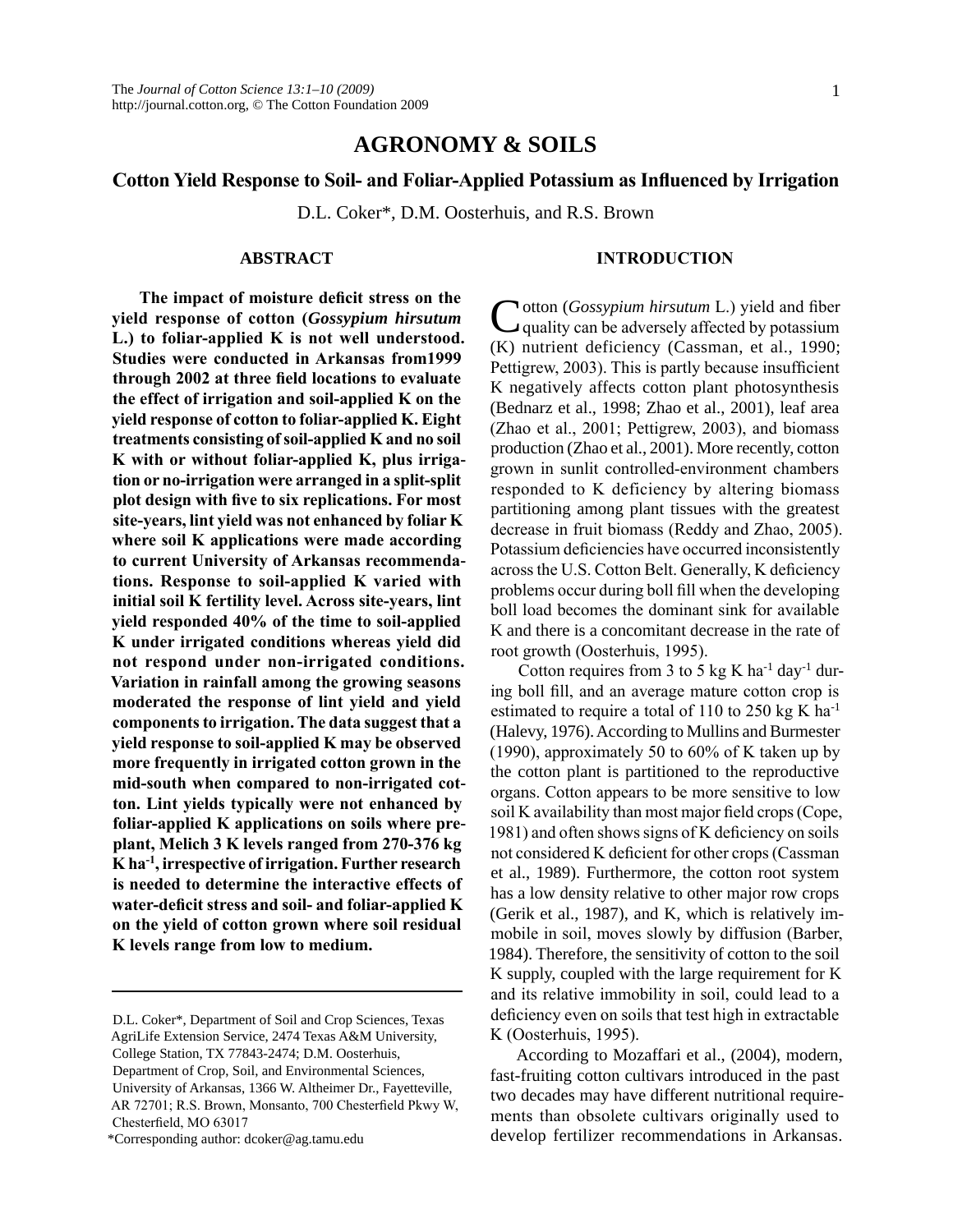# AGRONOMY & SOILS

## Cotton Yield Response to Soil- and Foliar-Applied Potassium as Influenced by Irrigation

D.L. Coker*, D.M. Oosterhuis, and R.S. Brown

### ABSTRACT

**The impact of moisture deficit stress on the yield response of cotton (*Gossypium hirsutum* L.) to foliar-applied K is not well understood. Studies were conducted in Arkansas from1999 through 2002 at three field locations to evaluate the effect of irrigation and soil-applied K on the yield response of cotton to foliar-applied K. Eight treatments consisting of soil-applied K and no soil K with or without foliar-applied K, plus irrigation or no-irrigation were arranged in a split-split plot design with five to six replications. For most site-years, lint yield was not enhanced by foliar K where soil K applications were made according to current University of Arkansas recommendations. Response to soil-applied K varied with initial soil K fertility level. Across site-years, lint yield responded 40% of the time to soil-applied K under irrigated conditions whereas yield did not respond under non-irrigated conditions. Variation in rainfall among the growing seasons moderated the response of lint yield and yield components to irrigation. The data suggest that a yield response to soil-applied K may be observed more frequently in irrigated cotton grown in the mid-south when compared to non-irrigated cotton. Lint yields typically were not enhanced by foliar-applied K applications on soils where preplant, Melich 3 K levels ranged from 270-376 kg K ha$^{-1}$, irrespective of irrigation. Further research is needed to determine the interactive effects of water-deficit stress and soil- and foliar-applied K on the yield of cotton grown where soil residual K levels range from low to medium.**

D.L. Coker*, Department of Soil and Crop Sciences, Texas AgriLife Extension Service, 2474 Texas A&M University, College Station, TX 77843-2474; D.M. Oosterhuis, Department of Crop, Soil, and Environmental Sciences, University of Arkansas, 1366 W. Altheimer Dr., Fayetteville, AR 72701; R.S. Brown, Monsanto, 700 Chesterfield Pkwy W, Chesterfield, MO 63017

*Corresponding author: dcoker@ag.tamu.edu

### INTRODUCTION

Cotton (*Gossypium hirsutum* L.) yield and fiber quality can be adversely affected by potassium (K) nutrient deficiency (Cassman, et al., 1990; Pettigrew, 2003). This is partly because insufficient K negatively affects cotton plant photosynthesis (Bednarz et al., 1998; Zhao et al., 2001), leaf area (Zhao et al., 2001; Pettigrew, 2003), and biomass production (Zhao et al., 2001). More recently, cotton grown in sunlit controlled-environment chambers responded to K deficiency by altering biomass partitioning among plant tissues with the greatest decrease in fruit biomass (Reddy and Zhao, 2005). Potassium deficiencies have occurred inconsistently across the U.S. Cotton Belt. Generally, K deficiency problems occur during boll fill when the developing boll load becomes the dominant sink for available K and there is a concomitant decrease in the rate of root growth (Oosterhuis, 1995).

Cotton requires from 3 to 5 kg K ha$^{-1}$ day$^{-1}$ during boll fill, and an average mature cotton crop is estimated to require a total of 110 to 250 kg K ha$^{-1}$ (Halevy, 1976). According to Mullins and Burmester (1990), approximately 50 to 60% of K taken up by the cotton plant is partitioned to the reproductive organs. Cotton appears to be more sensitive to low soil K availability than most major field crops (Cope, 1981) and often shows signs of K deficiency on soils not considered K deficient for other crops (Cassman et al., 1989). Furthermore, the cotton root system has a low density relative to other major row crops (Gerik et al., 1987), and K, which is relatively immobile in soil, moves slowly by diffusion (Barber, 1984). Therefore, the sensitivity of cotton to the soil K supply, coupled with the large requirement for K and its relative immobility in soil, could lead to a deficiency even on soils that test high in extractable K (Oosterhuis, 1995).

According to Mozaffari et al., (2004), modern, fast-fruiting cotton cultivars introduced in the past two decades may have different nutritional requirements than obsolete cultivars originally used to develop fertilizer recommendations in Arkansas.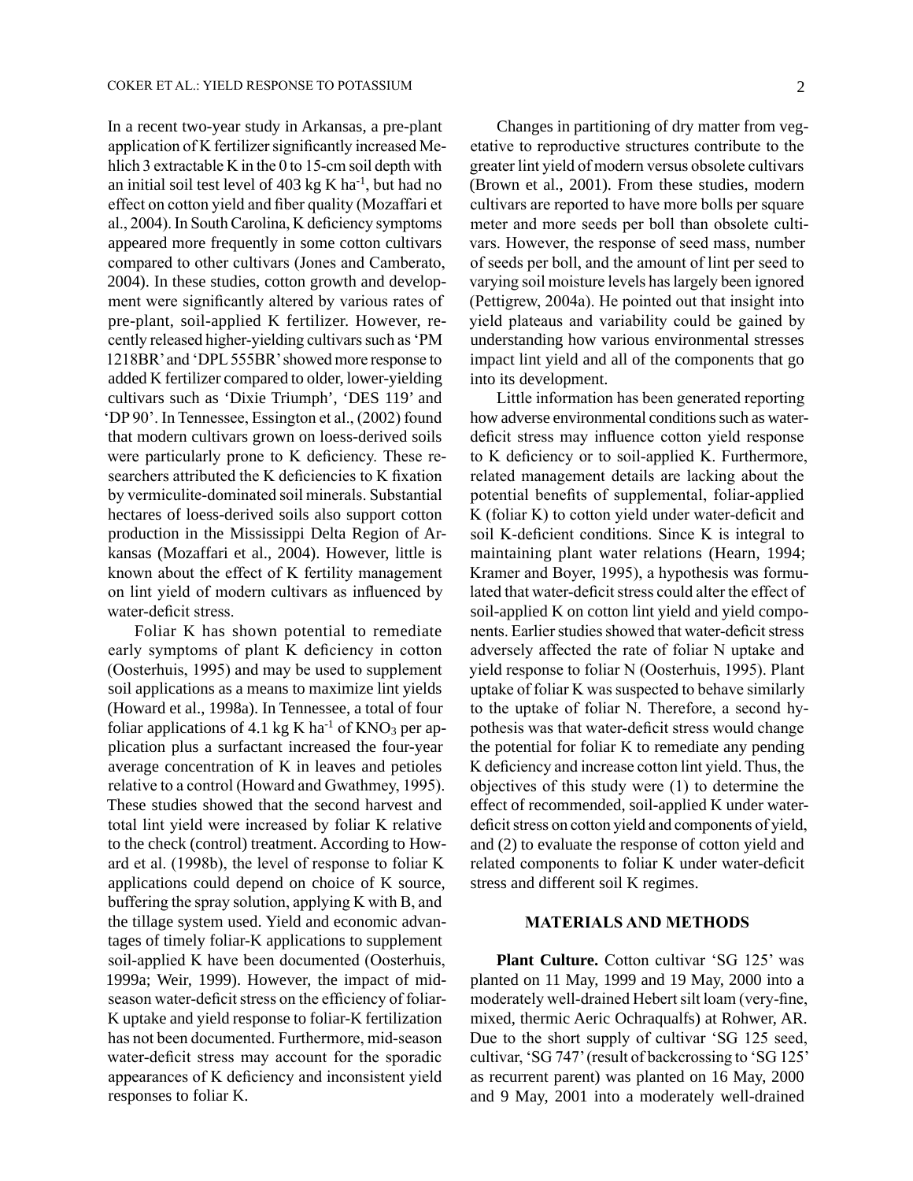In a recent two-year study in Arkansas, a pre-plant application of K fertilizer significantly increased Mehlich 3 extractable K in the 0 to 15-cm soil depth with an initial soil test level of 403 kg K $ha^{-1}$, but had no effect on cotton yield and fiber quality (Mozaffari et al., 2004). In South Carolina, K deficiency symptoms appeared more frequently in some cotton cultivars compared to other cultivars (Jones and Camberato, 2004). In these studies, cotton growth and development were significantly altered by various rates of pre-plant, soil-applied K fertilizer. However, recently released higher-yielding cultivars such as 'PM 1218BR' and 'DPL 555BR' showed more response to added K fertilizer compared to older, lower-yielding cultivars such as 'Dixie Triumph', 'DES 119' and 'DP 90'. In Tennessee, Essington et al., (2002) found that modern cultivars grown on loess-derived soils were particularly prone to K deficiency. These researchers attributed the K deficiencies to K fixation by vermiculite-dominated soil minerals. Substantial hectares of loess-derived soils also support cotton production in the Mississippi Delta Region of Arkansas (Mozaffari et al., 2004). However, little is known about the effect of K fertility management on lint yield of modern cultivars as influenced by water-deficit stress.

Foliar K has shown potential to remediate early symptoms of plant K deficiency in cotton (Oosterhuis, 1995) and may be used to supplement soil applications as a means to maximize lint yields (Howard et al., 1998a). In Tennessee, a total of four foliar applications of 4.1 kg K $ha^{-1}$ of $KNO_3$ per application plus a surfactant increased the four-year average concentration of K in leaves and petioles relative to a control (Howard and Gwathmey, 1995). These studies showed that the second harvest and total lint yield were increased by foliar K relative to the check (control) treatment. According to Howard et al. (1998b), the level of response to foliar K applications could depend on choice of K source, buffering the spray solution, applying K with B, and the tillage system used. Yield and economic advantages of timely foliar-K applications to supplement soil-applied K have been documented (Oosterhuis, 1999a; Weir, 1999). However, the impact of mid-season water-deficit stress on the efficiency of foliar-K uptake and yield response to foliar-K fertilization has not been documented. Furthermore, mid-season water-deficit stress may account for the sporadic appearances of K deficiency and inconsistent yield responses to foliar K.

Changes in partitioning of dry matter from vegetative to reproductive structures contribute to the greater lint yield of modern versus obsolete cultivars (Brown et al., 2001). From these studies, modern cultivars are reported to have more bolls per square meter and more seeds per boll than obsolete cultivars. However, the response of seed mass, number of seeds per boll, and the amount of lint per seed to varying soil moisture levels has largely been ignored (Pettigrew, 2004a). He pointed out that insight into yield plateaus and variability could be gained by understanding how various environmental stresses impact lint yield and all of the components that go into its development.

Little information has been generated reporting how adverse environmental conditions such as water-deficit stress may influence cotton yield response to K deficiency or to soil-applied K. Furthermore, related management details are lacking about the potential benefits of supplemental, foliar-applied K (foliar K) to cotton yield under water-deficit and soil K-deficient conditions. Since K is integral to maintaining plant water relations (Hearn, 1994; Kramer and Boyer, 1995), a hypothesis was formulated that water-deficit stress could alter the effect of soil-applied K on cotton lint yield and yield components. Earlier studies showed that water-deficit stress adversely affected the rate of foliar N uptake and yield response to foliar N (Oosterhuis, 1995). Plant uptake of foliar K was suspected to behave similarly to the uptake of foliar N. Therefore, a second hypothesis was that water-deficit stress would change the potential for foliar K to remediate any pending K deficiency and increase cotton lint yield. Thus, the objectives of this study were (1) to determine the effect of recommended, soil-applied K under water-deficit stress on cotton yield and components of yield, and (2) to evaluate the response of cotton yield and related components to foliar K under water-deficit stress and different soil K regimes.

## MATERIALS AND METHODS

**Plant Culture.** Cotton cultivar 'SG 125' was planted on 11 May, 1999 and 19 May, 2000 into a moderately well-drained Hebert silt loam (very-fine, mixed, thermic Aeric Ochraqualfs) at Rohwer, AR. Due to the short supply of cultivar 'SG 125 seed, cultivar, 'SG 747' (result of backcrossing to 'SG 125' as recurrent parent) was planted on 16 May, 2000 and 9 May, 2001 into a moderately well-drained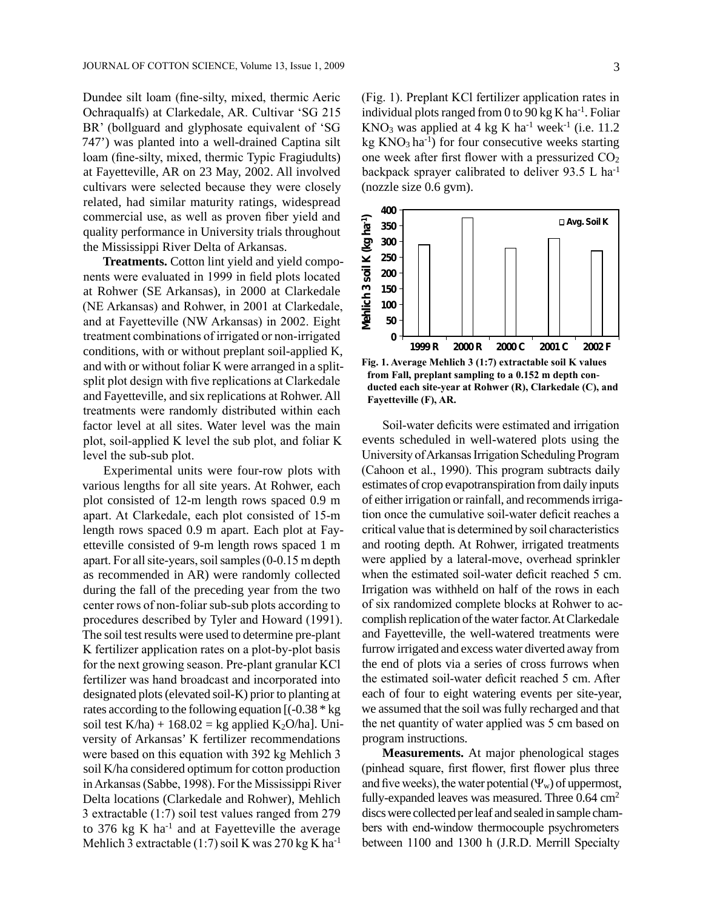Dundee silt loam (fine-silty, mixed, thermic Aeric Ochraqualfs) at Clarkedale, AR. Cultivar 'SG 215 BR' (bollguard and glyphosate equivalent of 'SG 747') was planted into a well-drained Captina silt loam (fine-silty, mixed, thermic Typic Fragiudults) at Fayetteville, AR on 23 May, 2002. All involved cultivars were selected because they were closely related, had similar maturity ratings, widespread commercial use, as well as proven fiber yield and quality performance in University trials throughout the Mississippi River Delta of Arkansas.

**Treatments.** Cotton lint yield and yield components were evaluated in 1999 in field plots located at Rohwer (SE Arkansas), in 2000 at Clarkedale (NE Arkansas) and Rohwer, in 2001 at Clarkedale, and at Fayetteville (NW Arkansas) in 2002. Eight treatment combinations of irrigated or non-irrigated conditions, with or without preplant soil-applied K, and with or without foliar K were arranged in a split-split plot design with five replications at Clarkedale and Fayetteville, and six replications at Rohwer. All treatments were randomly distributed within each factor level at all sites. Water level was the main plot, soil-applied K level the sub plot, and foliar K level the sub-sub plot.

Experimental units were four-row plots with various lengths for all site years. At Rohwer, each plot consisted of 12-m length rows spaced 0.9 m apart. At Clarkedale, each plot consisted of 15-m length rows spaced 0.9 m apart. Each plot at Fayetteville consisted of 9-m length rows spaced 1 m apart. For all site-years, soil samples (0-0.15 m depth as recommended in AR) were randomly collected during the fall of the preceding year from the two center rows of non-foliar sub-sub plots according to procedures described by Tyler and Howard (1991). The soil test results were used to determine pre-plant K fertilizer application rates on a plot-by-plot basis for the next growing season. Pre-plant granular KCl fertilizer was hand broadcast and incorporated into designated plots (elevated soil-K) prior to planting at rates according to the following equation [(-0.38 * kg soil test K/ha) + 168.02 = kg applied $K_2O$/ha]. University of Arkansas' K fertilizer recommendations were based on this equation with 392 kg Mehlich 3 soil K/ha considered optimum for cotton production in Arkansas (Sabbe, 1998). For the Mississippi River Delta locations (Clarkedale and Rohwer), Mehlich 3 extractable (1:7) soil test values ranged from 279 to 376 kg K ha$^{-1}$ and at Fayetteville the average Mehlich 3 extractable (1:7) soil K was 270 kg K ha$^{-1}$ (Fig. 1). Preplant KCl fertilizer application rates in individual plots ranged from 0 to 90 kg K ha$^{-1}$. Foliar $KNO_3$ was applied at 4 kg K ha$^{-1}$ week$^{-1}$ (i.e. 11.2 kg $KNO_3$ ha$^{-1}$) for four consecutive weeks starting one week after first flower with a pressurized $CO_2$ backpack sprayer calibrated to deliver 93.5 L ha$^{-1}$ (nozzle size 0.6 gvm).

**Fig. 1. Average Mehlich 3 (1:7) extractable soil K values from Fall, preplant sampling to a 0.152 m depth conducted each site-year at Rohwer (R), Clarkedale (C), and Fayetteville (F), AR.**

Soil-water deficits were estimated and irrigation events scheduled in well-watered plots using the University of Arkansas Irrigation Scheduling Program (Cahoon et al., 1990). This program subtracts daily estimates of crop evapotranspiration from daily inputs of either irrigation or rainfall, and recommends irrigation once the cumulative soil-water deficit reaches a critical value that is determined by soil characteristics and rooting depth. At Rohwer, irrigated treatments were applied by a lateral-move, overhead sprinkler when the estimated soil-water deficit reached 5 cm. Irrigation was withheld on half of the rows in each of six randomized complete blocks at Rohwer to accomplish replication of the water factor. At Clarkedale and Fayetteville, the well-watered treatments were furrow irrigated and excess water diverted away from the end of plots via a series of cross furrows when the estimated soil-water deficit reached 5 cm. After each of four to eight watering events per site-year, we assumed that the soil was fully recharged and that the net quantity of water applied was 5 cm based on program instructions.

**Measurements.** At major phenological stages (pinhead square, first flower, first flower plus three and five weeks), the water potential ($\Psi_w$) of uppermost, fully-expanded leaves was measured. Three 0.64 cm$^2$ discs were collected per leaf and sealed in sample chambers with end-window thermocouple psychrometers between 1100 and 1300 h (J.R.D. Merrill Specialty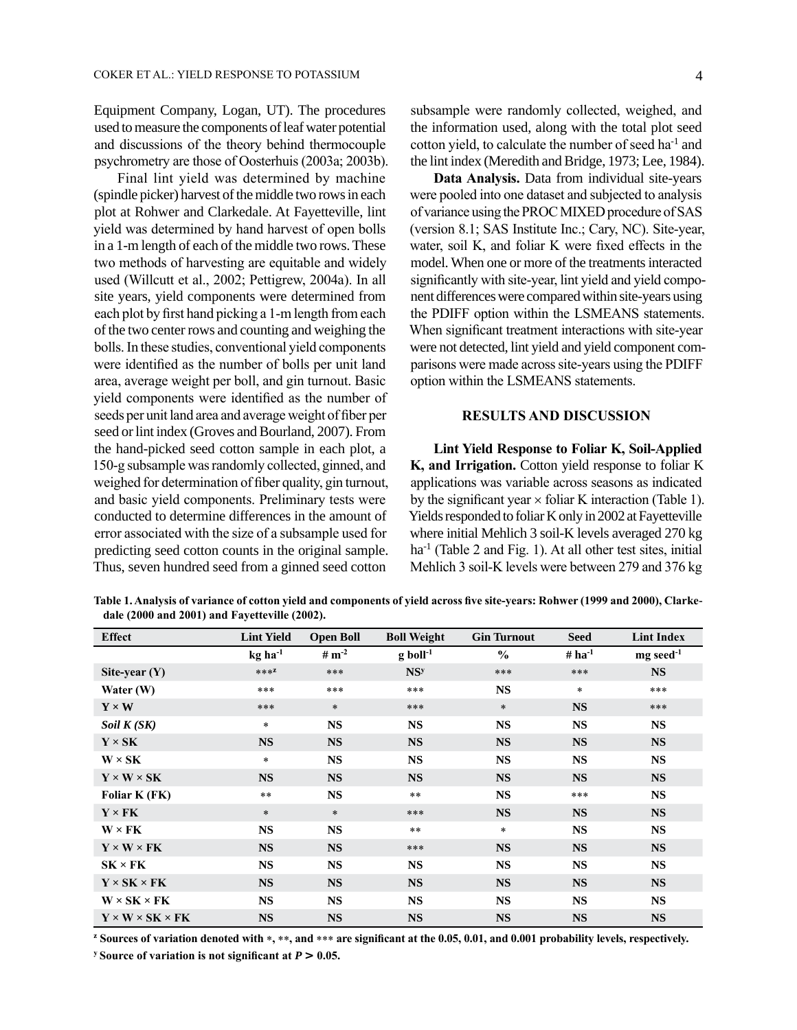Equipment Company, Logan, UT). The procedures used to measure the components of leaf water potential and discussions of the theory behind thermocouple psychrometry are those of Oosterhuis (2003a; 2003b).

Final lint yield was determined by machine (spindle picker) harvest of the middle two rows in each plot at Rohwer and Clarkedale. At Fayetteville, lint yield was determined by hand harvest of open bolls in a 1-m length of each of the middle two rows. These two methods of harvesting are equitable and widely used (Willcutt et al., 2002; Pettigrew, 2004a). In all site years, yield components were determined from each plot by first hand picking a 1-m length from each of the two center rows and counting and weighing the bolls. In these studies, conventional yield components were identified as the number of bolls per unit land area, average weight per boll, and gin turnout. Basic yield components were identified as the number of seeds per unit land area and average weight of fiber per seed or lint index (Groves and Bourland, 2007). From the hand-picked seed cotton sample in each plot, a 150-g subsample was randomly collected, ginned, and weighed for determination of fiber quality, gin turnout, and basic yield components. Preliminary tests were conducted to determine differences in the amount of error associated with the size of a subsample used for predicting seed cotton counts in the original sample. Thus, seven hundred seed from a ginned seed cotton subsample were randomly collected, weighed, and the information used, along with the total plot seed cotton yield, to calculate the number of seed ha$^{-1}$ and the lint index (Meredith and Bridge, 1973; Lee, 1984).

**Data Analysis.** Data from individual site-years were pooled into one dataset and subjected to analysis of variance using the PROC MIXED procedure of SAS (version 8.1; SAS Institute Inc.; Cary, NC). Site-year, water, soil K, and foliar K were fixed effects in the model. When one or more of the treatments interacted significantly with site-year, lint yield and yield component differences were compared within site-years using the PDIFF option within the LSMEANS statements. When significant treatment interactions with site-year were not detected, lint yield and yield component comparisons were made across site-years using the PDIFF option within the LSMEANS statements.

## RESULTS AND DISCUSSION

**Lint Yield Response to Foliar K, Soil-Applied K, and Irrigation.** Cotton yield response to foliar K applications was variable across seasons as indicated by the significant year × foliar K interaction (Table 1). Yields responded to foliar K only in 2002 at Fayetteville where initial Mehlich 3 soil-K levels averaged 270 kg ha$^{-1}$ (Table 2 and Fig. 1). At all other test sites, initial Mehlich 3 soil-K levels were between 279 and 376 kg

**Table 1. Analysis of variance of cotton yield and components of yield across five site-years: Rohwer (1999 and 2000), Clarkedale (2000 and 2001) and Fayetteville (2002).**

| Effect | Lint Yield | Open Boll | Boll Weight | Gin Turnout | Seed | Lint Index |
|---|---|---|---|---|---|---|
| | kg ha$^{-1}$ | # m$^{-2}$ | g boll$^{-1}$ | % | # ha$^{-1}$ | mg seed$^{-1}$ |
| **Site-year (Y)** | ***[z] | *** | NS[y] | *** | *** | NS |
| **Water (W)** | *** | *** | *** | NS | * | *** |
| **Y × W** | *** | * | *** | * | NS | *** |
| ***Soil K (SK)*** | * | NS | NS | NS | NS | NS |
| **Y × SK** | NS | NS | NS | NS | NS | NS |
| **W × SK** | * | NS | NS | NS | NS | NS |
| **Y × W × SK** | NS | NS | NS | NS | NS | NS |
| **Foliar K (FK)** | ** | NS | ** | NS | *** | NS |
| **Y × FK** | * | * | *** | NS | NS | NS |
| **W × FK** | NS | NS | ** | * | NS | NS |
| **Y × W × FK** | NS | NS | *** | NS | NS | NS |
| **SK × FK** | NS | NS | NS | NS | NS | NS |
| **Y × SK × FK** | NS | NS | NS | NS | NS | NS |
| **W × SK × FK** | NS | NS | NS | NS | NS | NS |
| **Y × W × SK × FK** | NS | NS | NS | NS | NS | NS |

[z] Sources of variation denoted with *, **, and *** are significant at the 0.05, 0.01, and 0.001 probability levels, respectively.

[y] Source of variation is not significant at $P > 0.05$.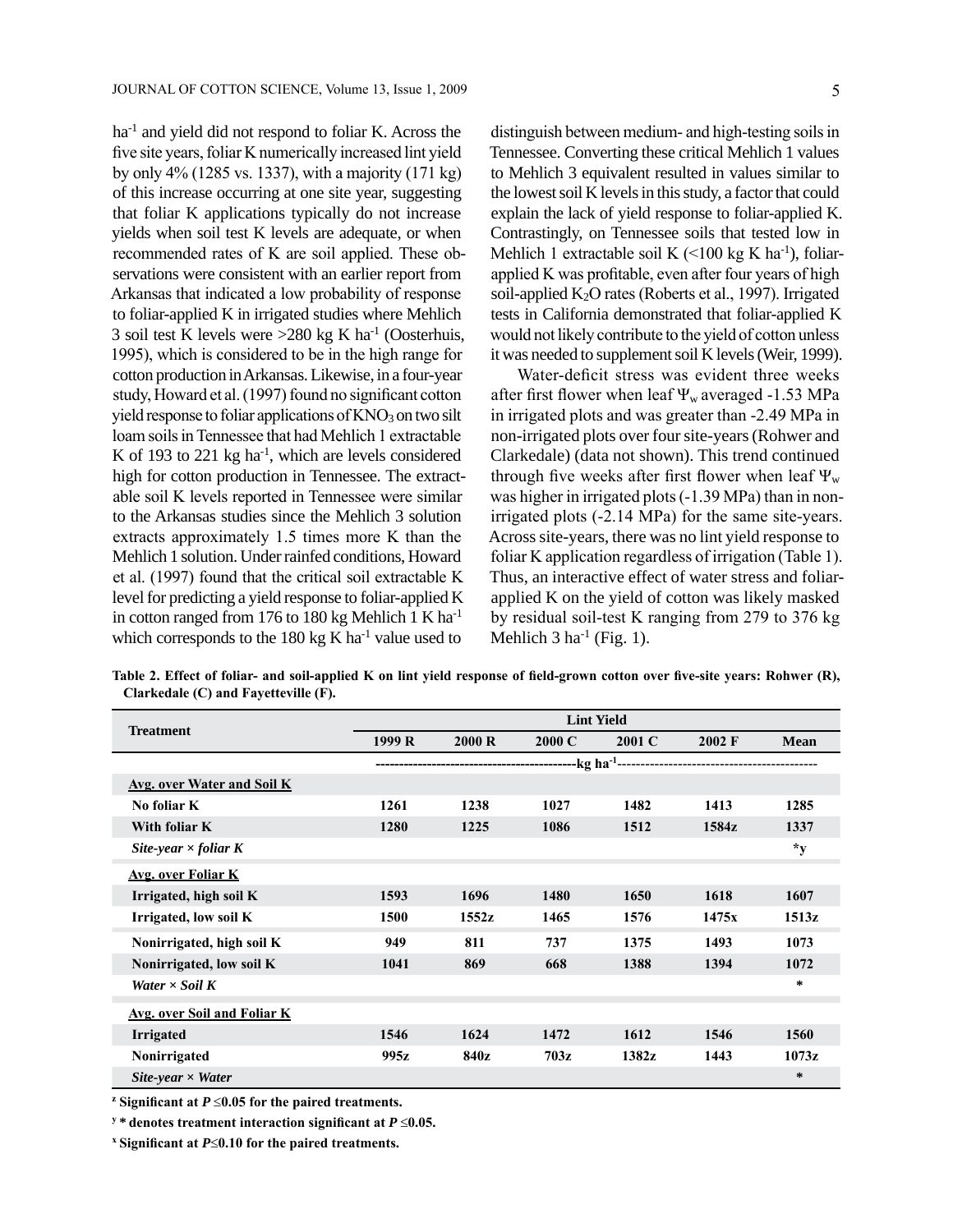$ha^{-1}$ and yield did not respond to foliar K. Across the five site years, foliar K numerically increased lint yield by only 4% (1285 vs. 1337), with a majority (171 kg) of this increase occurring at one site year, suggesting that foliar K applications typically do not increase yields when soil test K levels are adequate, or when recommended rates of K are soil applied. These observations were consistent with an earlier report from Arkansas that indicated a low probability of response to foliar-applied K in irrigated studies where Mehlich 3 soil test K levels were >280 kg K $ha^{-1}$ (Oosterhuis, 1995), which is considered to be in the high range for cotton production in Arkansas. Likewise, in a four-year study, Howard et al. (1997) found no significant cotton yield response to foliar applications of $KNO_3$ on two silt loam soils in Tennessee that had Mehlich 1 extractable K of 193 to 221 kg $ha^{-1}$, which are levels considered high for cotton production in Tennessee. The extractable soil K levels reported in Tennessee were similar to the Arkansas studies since the Mehlich 3 solution extracts approximately 1.5 times more K than the Mehlich 1 solution. Under rainfed conditions, Howard et al. (1997) found that the critical soil extractable K level for predicting a yield response to foliar-applied K in cotton ranged from 176 to 180 kg Mehlich 1 K $ha^{-1}$ which corresponds to the 180 kg K $ha^{-1}$ value used to distinguish between medium- and high-testing soils in Tennessee. Converting these critical Mehlich 1 values to Mehlich 3 equivalent resulted in values similar to the lowest soil K levels in this study, a factor that could explain the lack of yield response to foliar-applied K. Contrastingly, on Tennessee soils that tested low in Mehlich 1 extractable soil K (<100 kg K $ha^{-1}$), foliar-applied K was profitable, even after four years of high soil-applied $K_2O$ rates (Roberts et al., 1997). Irrigated tests in California demonstrated that foliar-applied K would not likely contribute to the yield of cotton unless it was needed to supplement soil K levels (Weir, 1999).

Water-deficit stress was evident three weeks after first flower when leaf $\Psi_w$ averaged -1.53 MPa in irrigated plots and was greater than -2.49 MPa in non-irrigated plots over four site-years (Rohwer and Clarkedale) (data not shown). This trend continued through five weeks after first flower when leaf $\Psi_w$ was higher in irrigated plots (-1.39 MPa) than in non-irrigated plots (-2.14 MPa) for the same site-years. Across site-years, there was no lint yield response to foliar K application regardless of irrigation (Table 1). Thus, an interactive effect of water stress and foliar-applied K on the yield of cotton was likely masked by residual soil-test K ranging from 279 to 376 kg Mehlich 3 $ha^{-1}$ (Fig. 1).

**Table 2. Effect of foliar- and soil-applied K on lint yield response of field-grown cotton over five-site years: Rohwer (R), Clarkedale (C) and Fayetteville (F).**

| Treatment | Lint Yield | | | | | |
|---|---|---|---|---|---|---|
| | 1999 R | 2000 R | 2000 C | 2001 C | 2002 F | Mean |
| | kg $ha^{-1}$ | | | | | |
| <u>Avg. over Water and Soil K</u> | | | | | | |
| No foliar K | 1261 | 1238 | 1027 | 1482 | 1413 | 1285 |
| With foliar K | 1280 | 1225 | 1086 | 1512 | 1584z | 1337 |
| *Site-year × foliar K* | | | | | | *y |
| <u>Avg. over Foliar K</u> | | | | | | |
| Irrigated, high soil K | 1593 | 1696 | 1480 | 1650 | 1618 | 1607 |
| Irrigated, low soil K | 1500 | 1552z | 1465 | 1576 | 1475x | 1513z |
| Nonirrigated, high soil K | 949 | 811 | 737 | 1375 | 1493 | 1073 |
| Nonirrigated, low soil K | 1041 | 869 | 668 | 1388 | 1394 | 1072 |
| *Water × Soil K* | | | | | | * |
| <u>Avg. over Soil and Foliar K</u> | | | | | | |
| Irrigated | 1546 | 1624 | 1472 | 1612 | 1546 | 1560 |
| Nonirrigated | 995z | 840z | 703z | 1382z | 1443 | 1073z |
| *Site-year × Water* | | | | | | * |

[z] Significant at $P \leq 0.05$ for the paired treatments.

[y] * denotes treatment interaction significant at $P \leq 0.05$.

[x] Significant at $P \leq 0.10$ for the paired treatments.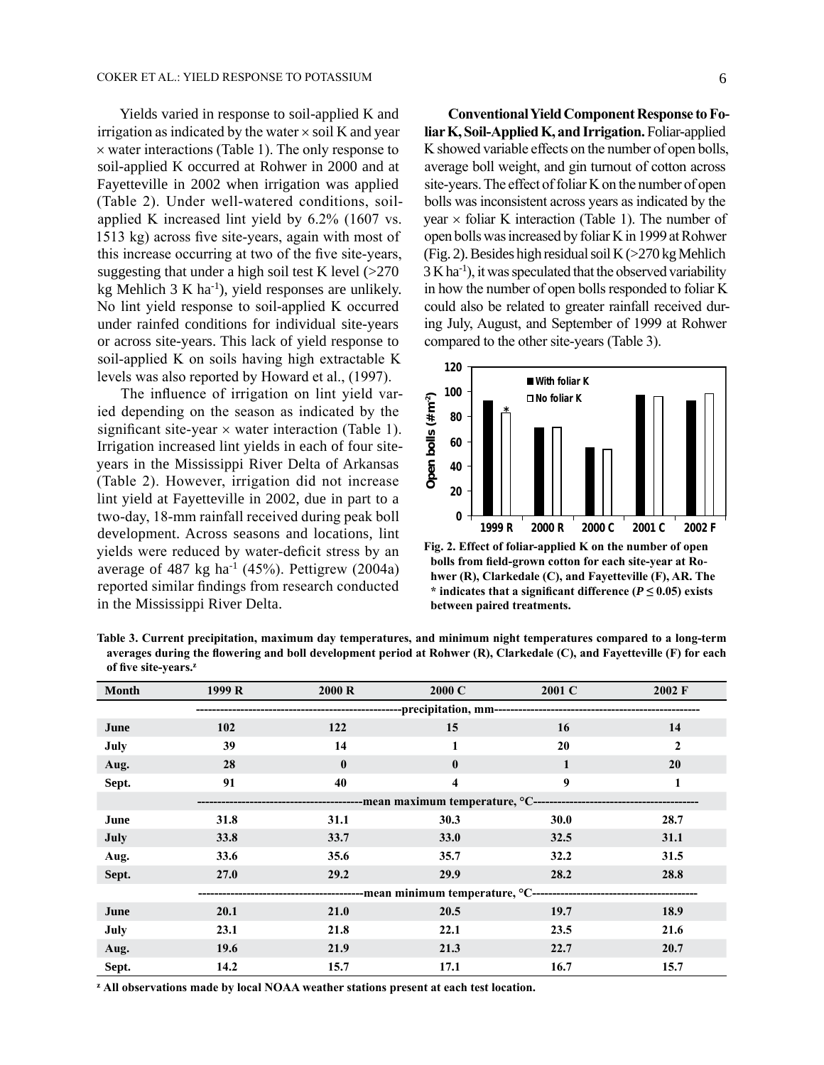Yields varied in response to soil-applied K and irrigation as indicated by the water × soil K and year × water interactions (Table 1). The only response to soil-applied K occurred at Rohwer in 2000 and at Fayetteville in 2002 when irrigation was applied (Table 2). Under well-watered conditions, soil-applied K increased lint yield by 6.2% (1607 vs. 1513 kg) across five site-years, again with most of this increase occurring at two of the five site-years, suggesting that under a high soil test K level (>270 kg Mehlich 3 K $ha^{-1}$), yield responses are unlikely. No lint yield response to soil-applied K occurred under rainfed conditions for individual site-years or across site-years. This lack of yield response to soil-applied K on soils having high extractable K levels was also reported by Howard et al., (1997).

The influence of irrigation on lint yield varied depending on the season as indicated by the significant site-year × water interaction (Table 1). Irrigation increased lint yields in each of four site-years in the Mississippi River Delta of Arkansas (Table 2). However, irrigation did not increase lint yield at Fayetteville in 2002, due in part to a two-day, 18-mm rainfall received during peak boll development. Across seasons and locations, lint yields were reduced by water-deficit stress by an average of 487 kg $ha^{-1}$ (45%). Pettigrew (2004a) reported similar findings from research conducted in the Mississippi River Delta.

**Conventional Yield Component Response to Foliar K, Soil-Applied K, and Irrigation.** Foliar-applied K showed variable effects on the number of open bolls, average boll weight, and gin turnout of cotton across site-years. The effect of foliar K on the number of open bolls was inconsistent across years as indicated by the year × foliar K interaction (Table 1). The number of open bolls was increased by foliar K in 1999 at Rohwer (Fig. 2). Besides high residual soil K (>270 kg Mehlich 3 K $ha^{-1}$), it was speculated that the observed variability in how the number of open bolls responded to foliar K could also be related to greater rainfall received during July, August, and September of 1999 at Rohwer compared to the other site-years (Table 3).

**Fig. 2. Effect of foliar-applied K on the number of open bolls from field-grown cotton for each site-year at Rohwer (R), Clarkedale (C), and Fayetteville (F), AR. The * indicates that a significant difference ($P \leq 0.05$) exists between paired treatments.**

**Table 3. Current precipitation, maximum day temperatures, and minimum night temperatures compared to a long-term averages during the flowering and boll development period at Rohwer (R), Clarkedale (C), and Fayetteville (F) for each of five site-years.[z]**

| Month | 1999 R | 2000 R | 2000 C | 2001 C | 2002 F |
|---|---|---|---|---|---|
| | precipitation, mm | | | | |
| June | 102 | 122 | 15 | 16 | 14 |
| July | 39 | 14 | 1 | 20 | 2 |
| Aug. | 28 | 0 | 0 | 1 | 20 |
| Sept. | 91 | 40 | 4 | 9 | 1 |
| | mean maximum temperature, °C | | | | |
| June | 31.8 | 31.1 | 30.3 | 30.0 | 28.7 |
| July | 33.8 | 33.7 | 33.0 | 32.5 | 31.1 |
| Aug. | 33.6 | 35.6 | 35.7 | 32.2 | 31.5 |
| Sept. | 27.0 | 29.2 | 29.9 | 28.2 | 28.8 |
| | mean minimum temperature, °C | | | | |
| June | 20.1 | 21.0 | 20.5 | 19.7 | 18.9 |
| July | 23.1 | 21.8 | 22.1 | 23.5 | 21.6 |
| Aug. | 19.6 | 21.9 | 21.3 | 22.7 | 20.7 |
| Sept. | 14.2 | 15.7 | 17.1 | 16.7 | 15.7 |

[z] All observations made by local NOAA weather stations present at each test location.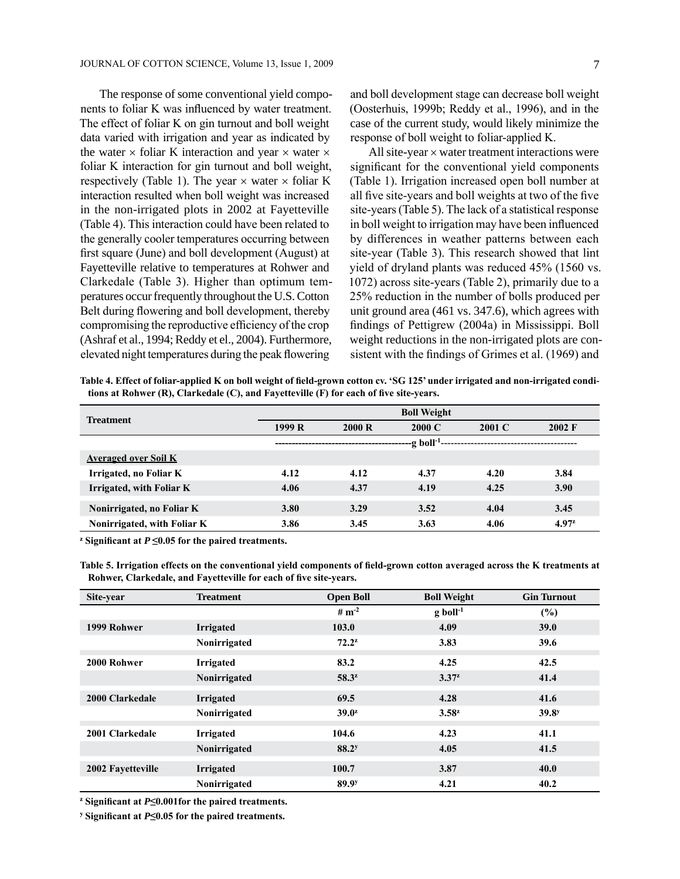The response of some conventional yield components to foliar K was influenced by water treatment. The effect of foliar K on gin turnout and boll weight data varied with irrigation and year as indicated by the water × foliar K interaction and year × water × foliar K interaction for gin turnout and boll weight, respectively (Table 1). The year × water × foliar K interaction resulted when boll weight was increased in the non-irrigated plots in 2002 at Fayetteville (Table 4). This interaction could have been related to the generally cooler temperatures occurring between first square (June) and boll development (August) at Fayetteville relative to temperatures at Rohwer and Clarkedale (Table 3). Higher than optimum temperatures occur frequently throughout the U.S. Cotton Belt during flowering and boll development, thereby compromising the reproductive efficiency of the crop (Ashraf et al., 1994; Reddy et al., 2004). Furthermore, elevated night temperatures during the peak flowering and boll development stage can decrease boll weight (Oosterhuis, 1999b; Reddy et al., 1996), and in the case of the current study, would likely minimize the response of boll weight to foliar-applied K.

All site-year × water treatment interactions were significant for the conventional yield components (Table 1). Irrigation increased open boll number at all five site-years and boll weights at two of the five site-years (Table 5). The lack of a statistical response in boll weight to irrigation may have been influenced by differences in weather patterns between each site-year (Table 3). This research showed that lint yield of dryland plants was reduced 45% (1560 vs. 1072) across site-years (Table 2), primarily due to a 25% reduction in the number of bolls produced per unit ground area (461 vs. 347.6), which agrees with findings of Pettigrew (2004a) in Mississippi. Boll weight reductions in the non-irrigated plots are consistent with the findings of Grimes et al. (1969) and

**Table 4. Effect of foliar-applied K on boll weight of field-grown cotton cv. 'SG 125' under irrigated and non-irrigated conditions at Rohwer (R), Clarkedale (C), and Fayetteville (F) for each of five site-years.**

| Treatment | Boll Weight | | | | |
|---|---|---|---|---|---|
| | 1999 R | 2000 R | 2000 C | 2001 C | 2002 F |
| | g boll$^{-1}$ | | | | |
| **Averaged over Soil K** | | | | | |
| Irrigated, no Foliar K | 4.12 | 4.12 | 4.37 | 4.20 | 3.84 |
| Irrigated, with Foliar K | 4.06 | 4.37 | 4.19 | 4.25 | 3.90 |
| Nonirrigated, no Foliar K | 3.80 | 3.29 | 3.52 | 4.04 | 3.45 |
| Nonirrigated, with Foliar K | 3.86 | 3.45 | 3.63 | 4.06 | 4.97[z] |

[z] Significant at $P \leq 0.05$ for the paired treatments.

**Table 5. Irrigation effects on the conventional yield components of field-grown cotton averaged across the K treatments at Rohwer, Clarkedale, and Fayetteville for each of five site-years.**

| Site-year | Treatment | Open Boll | Boll Weight | Gin Turnout |
|---|---|---|---|---|
| | | # m$^{-2}$ | g boll$^{-1}$ | (%) |
| 1999 Rohwer | Irrigated | 103.0 | 4.09 | 39.0 |
| | Nonirrigated | 72.2[z] | 3.83 | 39.6 |
| 2000 Rohwer | Irrigated | 83.2 | 4.25 | 42.5 |
| | Nonirrigated | 58.3[z] | 3.37[z] | 41.4 |
| 2000 Clarkedale | Irrigated | 69.5 | 4.28 | 41.6 |
| | Nonirrigated | 39.0[z] | 3.58[z] | 39.8[y] |
| 2001 Clarkedale | Irrigated | 104.6 | 4.23 | 41.1 |
| | Nonirrigated | 88.2[y] | 4.05 | 41.5 |
| 2002 Fayetteville | Irrigated | 100.7 | 3.87 | 40.0 |
| | Nonirrigated | 89.9[y] | 4.21 | 40.2 |

[z] Significant at $P \leq 0.001$ for the paired treatments.

[y] Significant at $P \leq 0.05$ for the paired treatments.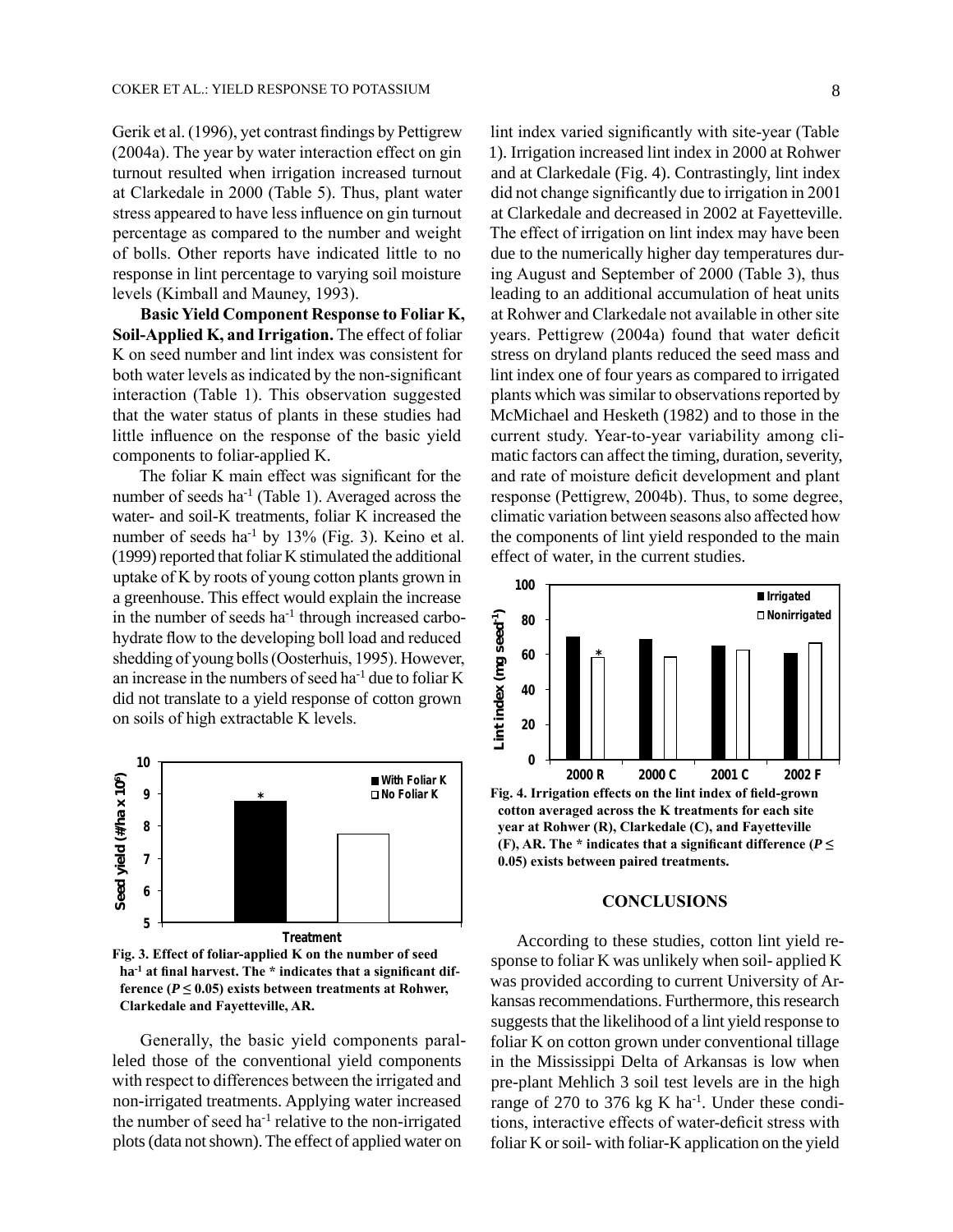Gerik et al. (1996), yet contrast findings by Pettigrew (2004a). The year by water interaction effect on gin turnout resulted when irrigation increased turnout at Clarkedale in 2000 (Table 5). Thus, plant water stress appeared to have less influence on gin turnout percentage as compared to the number and weight of bolls. Other reports have indicated little to no response in lint percentage to varying soil moisture levels (Kimball and Mauney, 1993).

**Basic Yield Component Response to Foliar K, Soil-Applied K, and Irrigation.** The effect of foliar K on seed number and lint index was consistent for both water levels as indicated by the non-significant interaction (Table 1). This observation suggested that the water status of plants in these studies had little influence on the response of the basic yield components to foliar-applied K.

The foliar K main effect was significant for the number of seeds $ha^{-1}$ (Table 1). Averaged across the water- and soil-K treatments, foliar K increased the number of seeds $ha^{-1}$ by 13% (Fig. 3). Keino et al. (1999) reported that foliar K stimulated the additional uptake of K by roots of young cotton plants grown in a greenhouse. This effect would explain the increase in the number of seeds $ha^{-1}$ through increased carbohydrate flow to the developing boll load and reduced shedding of young bolls (Oosterhuis, 1995). However, an increase in the numbers of seed $ha^{-1}$ due to foliar K did not translate to a yield response of cotton grown on soils of high extractable K levels.

**Fig. 3. Effect of foliar-applied K on the number of seed $ha^{-1}$ at final harvest. The * indicates that a significant difference ($P \leq 0.05$) exists between treatments at Rohwer, Clarkedale and Fayetteville, AR.**

Generally, the basic yield components paralleled those of the conventional yield components with respect to differences between the irrigated and non-irrigated treatments. Applying water increased the number of seed $ha^{-1}$ relative to the non-irrigated plots (data not shown). The effect of applied water on lint index varied significantly with site-year (Table 1). Irrigation increased lint index in 2000 at Rohwer and at Clarkedale (Fig. 4). Contrastingly, lint index did not change significantly due to irrigation in 2001 at Clarkedale and decreased in 2002 at Fayetteville. The effect of irrigation on lint index may have been due to the numerically higher day temperatures during August and September of 2000 (Table 3), thus leading to an additional accumulation of heat units at Rohwer and Clarkedale not available in other site years. Pettigrew (2004a) found that water deficit stress on dryland plants reduced the seed mass and lint index one of four years as compared to irrigated plants which was similar to observations reported by McMichael and Hesketh (1982) and to those in the current study. Year-to-year variability among climatic factors can affect the timing, duration, severity, and rate of moisture deficit development and plant response (Pettigrew, 2004b). Thus, to some degree, climatic variation between seasons also affected how the components of lint yield responded to the main effect of water, in the current studies.

**Fig. 4. Irrigation effects on the lint index of field-grown cotton averaged across the K treatments for each site year at Rohwer (R), Clarkedale (C), and Fayetteville (F), AR. The * indicates that a significant difference ($P \leq 0.05$) exists between paired treatments.**

## CONCLUSIONS

According to these studies, cotton lint yield response to foliar K was unlikely when soil- applied K was provided according to current University of Arkansas recommendations. Furthermore, this research suggests that the likelihood of a lint yield response to foliar K on cotton grown under conventional tillage in the Mississippi Delta of Arkansas is low when pre-plant Mehlich 3 soil test levels are in the high range of 270 to 376 kg K $ha^{-1}$. Under these conditions, interactive effects of water-deficit stress with foliar K or soil- with foliar-K application on the yield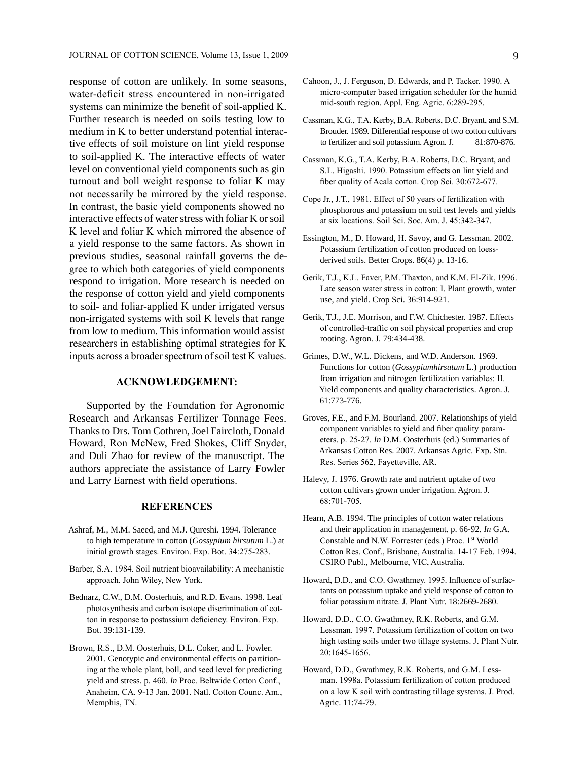response of cotton are unlikely. In some seasons, water-deficit stress encountered in non-irrigated systems can minimize the benefit of soil-applied K. Further research is needed on soils testing low to medium in K to better understand potential interactive effects of soil moisture on lint yield response to soil-applied K. The interactive effects of water level on conventional yield components such as gin turnout and boll weight response to foliar K may not necessarily be mirrored by the yield response. In contrast, the basic yield components showed no interactive effects of water stress with foliar K or soil K level and foliar K which mirrored the absence of a yield response to the same factors. As shown in previous studies, seasonal rainfall governs the degree to which both categories of yield components respond to irrigation. More research is needed on the response of cotton yield and yield components to soil- and foliar-applied K under irrigated versus non-irrigated systems with soil K levels that range from low to medium. This information would assist researchers in establishing optimal strategies for K inputs across a broader spectrum of soil test K values.

## ACKNOWLEDGEMENT:

Supported by the Foundation for Agronomic Research and Arkansas Fertilizer Tonnage Fees. Thanks to Drs. Tom Cothren, Joel Faircloth, Donald Howard, Ron McNew, Fred Shokes, Cliff Snyder, and Duli Zhao for review of the manuscript. The authors appreciate the assistance of Larry Fowler and Larry Earnest with field operations.

## REFERENCES

Ashraf, M., M.M. Saeed, and M.J. Qureshi. 1994. Tolerance to high temperature in cotton (*Gossypium hirsutum* L.) at initial growth stages. Environ. Exp. Bot. 34:275-283.

Barber, S.A. 1984. Soil nutrient bioavailability: A mechanistic approach. John Wiley, New York.

Bednarz, C.W., D.M. Oosterhuis, and R.D. Evans. 1998. Leaf photosynthesis and carbon isotope discrimination of cotton in response to postassium deficiency. Environ. Exp. Bot. 39:131-139.

Brown, R.S., D.M. Oosterhuis, D.L. Coker, and L. Fowler. 2001. Genotypic and environmental effects on partitioning at the whole plant, boll, and seed level for predicting yield and stress. p. 460. *In* Proc. Beltwide Cotton Conf., Anaheim, CA. 9-13 Jan. 2001. Natl. Cotton Counc. Am., Memphis, TN.

Cahoon, J., J. Ferguson, D. Edwards, and P. Tacker. 1990. A micro-computer based irrigation scheduler for the humid mid-south region. Appl. Eng. Agric. 6:289-295.

Cassman, K.G., T.A. Kerby, B.A. Roberts, D.C. Bryant, and S.M. Brouder. 1989. Differential response of two cotton cultivars to fertilizer and soil potassium. Agron. J. 81:870-876.

Cassman, K.G., T.A. Kerby, B.A. Roberts, D.C. Bryant, and S.L. Higashi. 1990. Potassium effects on lint yield and fiber quality of Acala cotton. Crop Sci. 30:672-677.

Cope Jr., J.T., 1981. Effect of 50 years of fertilization with phosphorous and potassium on soil test levels and yields at six locations. Soil Sci. Soc. Am. J. 45:342-347.

Essington, M., D. Howard, H. Savoy, and G. Lessman. 2002. Potassium fertilization of cotton produced on loess-derived soils. Better Crops. 86(4) p. 13-16.

Gerik, T.J., K.L. Faver, P.M. Thaxton, and K.M. El-Zik. 1996. Late season water stress in cotton: I. Plant growth, water use, and yield. Crop Sci. 36:914-921.

Gerik, T.J., J.E. Morrison, and F.W. Chichester. 1987. Effects of controlled-traffic on soil physical properties and crop rooting. Agron. J. 79:434-438.

Grimes, D.W., W.L. Dickens, and W.D. Anderson. 1969. Functions for cotton (*Gossypiumhirsutum* L.) production from irrigation and nitrogen fertilization variables: II. Yield components and quality characteristics. Agron. J. 61:773-776.

Groves, F.E., and F.M. Bourland. 2007. Relationships of yield component variables to yield and fiber quality parameters. p. 25-27. *In* D.M. Oosterhuis (ed.) Summaries of Arkansas Cotton Res. 2007. Arkansas Agric. Exp. Stn. Res. Series 562, Fayetteville, AR.

Halevy, J. 1976. Growth rate and nutrient uptake of two cotton cultivars grown under irrigation. Agron. J. 68:701-705.

Hearn, A.B. 1994. The principles of cotton water relations and their application in management. p. 66-92. *In* G.A. Constable and N.W. Forrester (eds.) Proc. 1st World Cotton Res. Conf., Brisbane, Australia. 14-17 Feb. 1994. CSIRO Publ., Melbourne, VIC, Australia.

Howard, D.D., and C.O. Gwathmey. 1995. Influence of surfactants on potassium uptake and yield response of cotton to foliar potassium nitrate. J. Plant Nutr. 18:2669-2680.

Howard, D.D., C.O. Gwathmey, R.K. Roberts, and G.M. Lessman. 1997. Potassium fertilization of cotton on two high testing soils under two tillage systems. J. Plant Nutr. 20:1645-1656.

Howard, D.D., Gwathmey, R.K. Roberts, and G.M. Lessman. 1998a. Potassium fertilization of cotton produced on a low K soil with contrasting tillage systems. J. Prod. Agric. 11:74-79.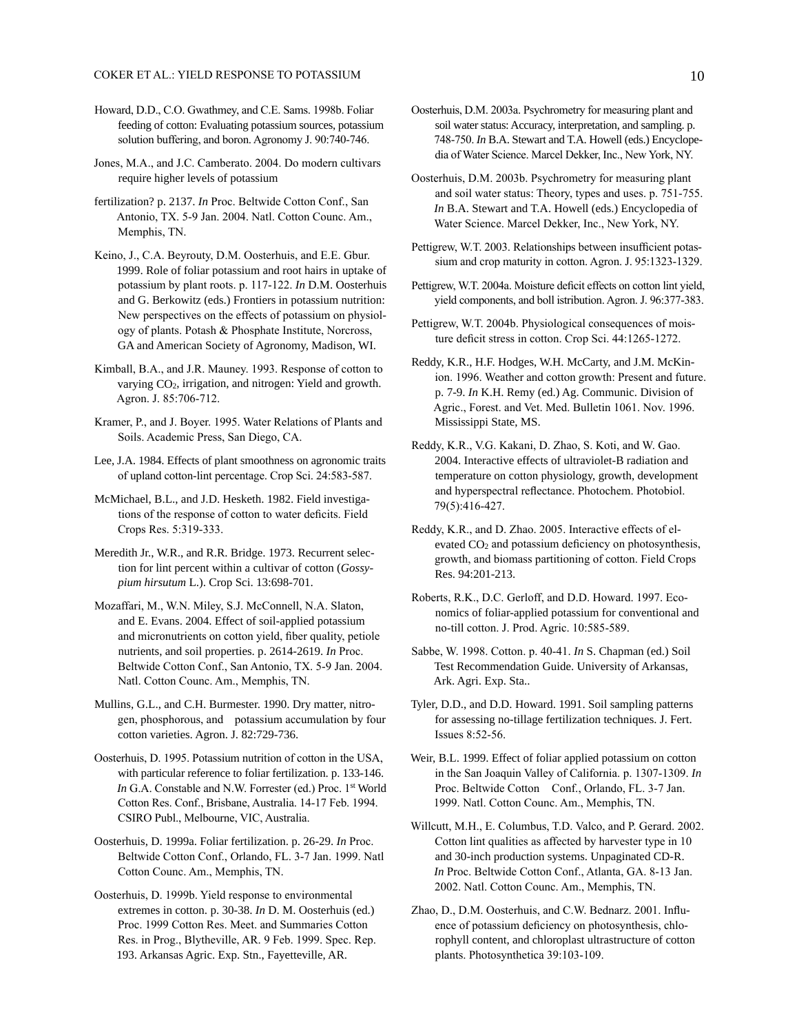Howard, D.D., C.O. Gwathmey, and C.E. Sams. 1998b. Foliar feeding of cotton: Evaluating potassium sources, potassium solution buffering, and boron. Agronomy J. 90:740-746.

Jones, M.A., and J.C. Camberato. 2004. Do modern cultivars require higher levels of potassium

fertilization? p. 2137. *In* Proc. Beltwide Cotton Conf., San Antonio, TX. 5-9 Jan. 2004. Natl. Cotton Counc. Am., Memphis, TN.

Keino, J., C.A. Beyrouty, D.M. Oosterhuis, and E.E. Gbur. 1999. Role of foliar potassium and root hairs in uptake of potassium by plant roots. p. 117-122. *In* D.M. Oosterhuis and G. Berkowitz (eds.) Frontiers in potassium nutrition: New perspectives on the effects of potassium on physiology of plants. Potash & Phosphate Institute, Norcross, GA and American Society of Agronomy, Madison, WI.

Kimball, B.A., and J.R. Mauney. 1993. Response of cotton to varying $CO_2$, irrigation, and nitrogen: Yield and growth. Agron. J. 85:706-712.

Kramer, P., and J. Boyer. 1995. Water Relations of Plants and Soils. Academic Press, San Diego, CA.

Lee, J.A. 1984. Effects of plant smoothness on agronomic traits of upland cotton-lint percentage. Crop Sci. 24:583-587.

McMichael, B.L., and J.D. Hesketh. 1982. Field investigations of the response of cotton to water deficits. Field Crops Res. 5:319-333.

Meredith Jr., W.R., and R.R. Bridge. 1973. Recurrent selection for lint percent within a cultivar of cotton (*Gossypium hirsutum* L.). Crop Sci. 13:698-701.

Mozaffari, M., W.N. Miley, S.J. McConnell, N.A. Slaton, and E. Evans. 2004. Effect of soil-applied potassium and micronutrients on cotton yield, fiber quality, petiole nutrients, and soil properties. p. 2614-2619. *In* Proc. Beltwide Cotton Conf., San Antonio, TX. 5-9 Jan. 2004. Natl. Cotton Counc. Am., Memphis, TN.

Mullins, G.L., and C.H. Burmester. 1990. Dry matter, nitrogen, phosphorous, and potassium accumulation by four cotton varieties. Agron. J. 82:729-736.

Oosterhuis, D. 1995. Potassium nutrition of cotton in the USA, with particular reference to foliar fertilization. p. 133-146. *In* G.A. Constable and N.W. Forrester (ed.) Proc. 1st World Cotton Res. Conf., Brisbane, Australia. 14-17 Feb. 1994. CSIRO Publ., Melbourne, VIC, Australia.

Oosterhuis, D. 1999a. Foliar fertilization. p. 26-29. *In* Proc. Beltwide Cotton Conf., Orlando, FL. 3-7 Jan. 1999. Natl Cotton Counc. Am., Memphis, TN.

Oosterhuis, D. 1999b. Yield response to environmental extremes in cotton. p. 30-38. *In* D. M. Oosterhuis (ed.) Proc. 1999 Cotton Res. Meet. and Summaries Cotton Res. in Prog., Blytheville, AR. 9 Feb. 1999. Spec. Rep. 193. Arkansas Agric. Exp. Stn., Fayetteville, AR.

Oosterhuis, D.M. 2003a. Psychrometry for measuring plant and soil water status: Accuracy, interpretation, and sampling. p. 748-750. *In* B.A. Stewart and T.A. Howell (eds.) Encyclopedia of Water Science. Marcel Dekker, Inc., New York, NY.

Oosterhuis, D.M. 2003b. Psychrometry for measuring plant and soil water status: Theory, types and uses. p. 751-755. *In* B.A. Stewart and T.A. Howell (eds.) Encyclopedia of Water Science. Marcel Dekker, Inc., New York, NY.

Pettigrew, W.T. 2003. Relationships between insufficient potassium and crop maturity in cotton. Agron. J. 95:1323-1329.

Pettigrew, W.T. 2004a. Moisture deficit effects on cotton lint yield, yield components, and boll istribution. Agron. J. 96:377-383.

Pettigrew, W.T. 2004b. Physiological consequences of moisture deficit stress in cotton. Crop Sci. 44:1265-1272.

Reddy, K.R., H.F. Hodges, W.H. McCarty, and J.M. McKinion. 1996. Weather and cotton growth: Present and future. p. 7-9. *In* K.H. Remy (ed.) Ag. Communic. Division of Agric., Forest. and Vet. Med. Bulletin 1061. Nov. 1996. Mississippi State, MS.

Reddy, K.R., V.G. Kakani, D. Zhao, S. Koti, and W. Gao. 2004. Interactive effects of ultraviolet-B radiation and temperature on cotton physiology, growth, development and hyperspectral reflectance. Photochem. Photobiol. 79(5):416-427.

Reddy, K.R., and D. Zhao. 2005. Interactive effects of elevated $CO_2$ and potassium deficiency on photosynthesis, growth, and biomass partitioning of cotton. Field Crops Res. 94:201-213.

Roberts, R.K., D.C. Gerloff, and D.D. Howard. 1997. Economics of foliar-applied potassium for conventional and no-till cotton. J. Prod. Agric. 10:585-589.

Sabbe, W. 1998. Cotton. p. 40-41. *In* S. Chapman (ed.) Soil Test Recommendation Guide. University of Arkansas, Ark. Agri. Exp. Sta..

Tyler, D.D., and D.D. Howard. 1991. Soil sampling patterns for assessing no-tillage fertilization techniques. J. Fert. Issues 8:52-56.

Weir, B.L. 1999. Effect of foliar applied potassium on cotton in the San Joaquin Valley of California. p. 1307-1309. *In* Proc. Beltwide Cotton Conf., Orlando, FL. 3-7 Jan. 1999. Natl. Cotton Counc. Am., Memphis, TN.

Willcutt, M.H., E. Columbus, T.D. Valco, and P. Gerard. 2002. Cotton lint qualities as affected by harvester type in 10 and 30-inch production systems. Unpaginated CD-R. *In* Proc. Beltwide Cotton Conf., Atlanta, GA. 8-13 Jan. 2002. Natl. Cotton Counc. Am., Memphis, TN.

Zhao, D., D.M. Oosterhuis, and C.W. Bednarz. 2001. Influence of potassium deficiency on photosynthesis, chlorophyll content, and chloroplast ultrastructure of cotton plants. Photosynthetica 39:103-109.